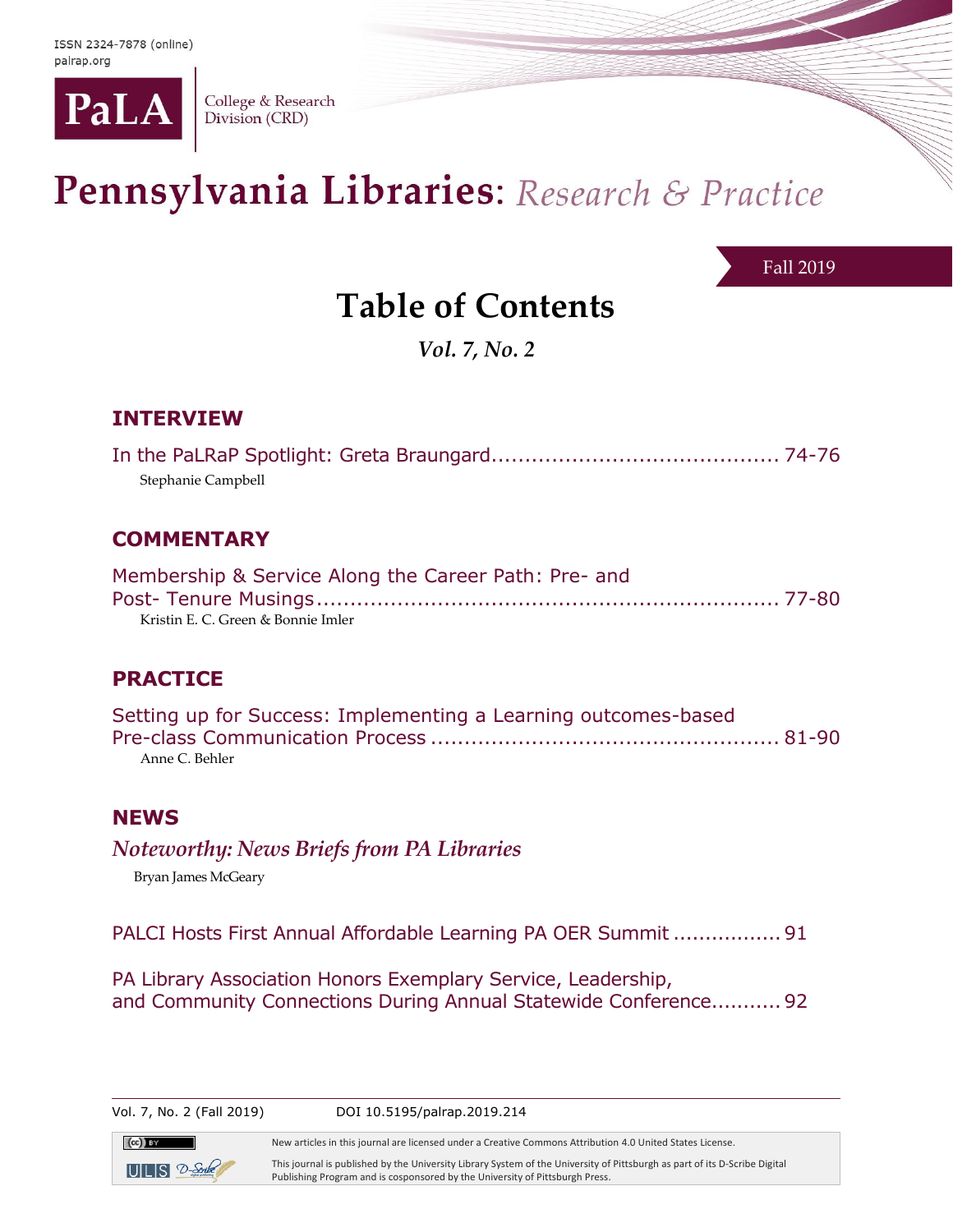ISSN 2324-7878 (online)
palrap.org

PaLA | College & Research Division (CRD)

# Pennsylvania Libraries: *Research & Practice*

Fall 2019

## Table of Contents

*Vol. 7, No. 2*

### INTERVIEW

In the PaLRaP Spotlight: Greta Braungard .......................................... 74-76
Stephanie Campbell

### COMMENTARY

Membership & Service Along the Career Path: Pre- and Post- Tenure Musings .......................................... 77-80
Kristin E. C. Green & Bonnie Imler

### PRACTICE

Setting up for Success: Implementing a Learning outcomes-based Pre-class Communication Process .......................................... 81-90
Anne C. Behler

### NEWS

*Noteworthy: News Briefs from PA Libraries*
Bryan James McGeary

PALCI Hosts First Annual Affordable Learning PA OER Summit ................. 91

PA Library Association Honors Exemplary Service, Leadership, and Community Connections During Annual Statewide Conference........... 92

DOI 10.5195/palrap.2019.214

New articles in this journal are licensed under a Creative Commons Attribution 4.0 United States License.

This journal is published by the University Library System of the University of Pittsburgh as part of its D-Scribe Digital Publishing Program and is cosponsored by the University of Pittsburgh Press.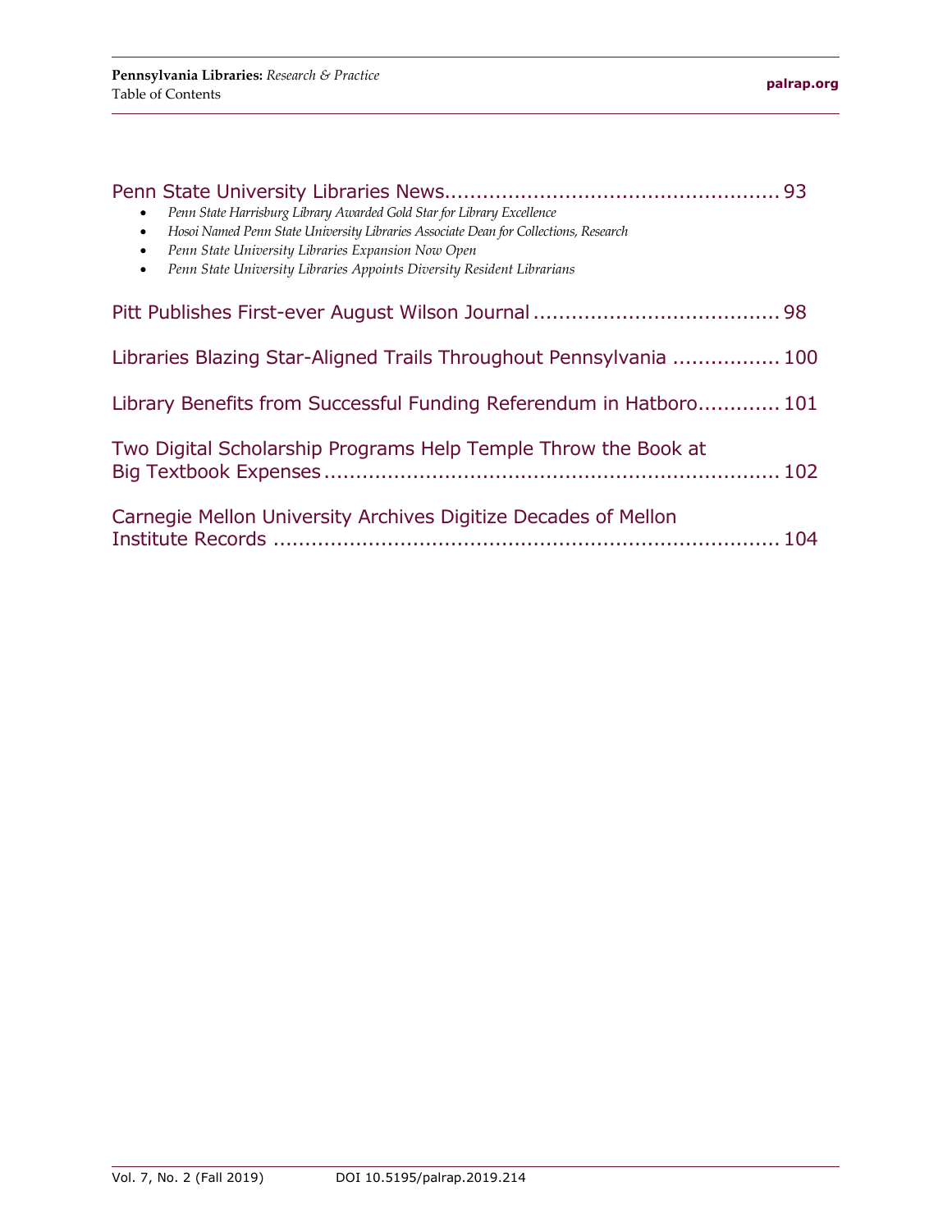Penn State University Libraries News.................................................... 93

- *Penn State Harrisburg Library Awarded Gold Star for Library Excellence*
- *Hosoi Named Penn State University Libraries Associate Dean for Collections, Research*
- *Penn State University Libraries Expansion Now Open*
- *Penn State University Libraries Appoints Diversity Resident Librarians*

Pitt Publishes First-ever August Wilson Journal ...................................... 98

Libraries Blazing Star-Aligned Trails Throughout Pennsylvania ................. 100

Library Benefits from Successful Funding Referendum in Hatboro............. 101

Two Digital Scholarship Programs Help Temple Throw the Book at Big Textbook Expenses ........................................................................ 102

Carnegie Mellon University Archives Digitize Decades of Mellon Institute Records ................................................................................ 104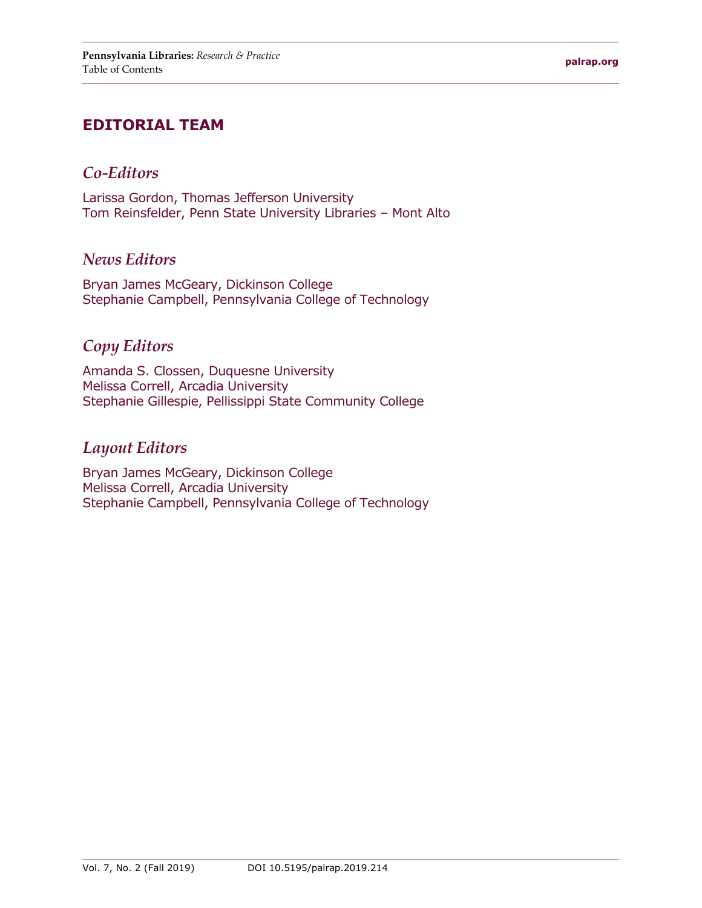## EDITORIAL TEAM

### *Co-Editors*

Larissa Gordon, Thomas Jefferson University
Tom Reinsfelder, Penn State University Libraries – Mont Alto

### *News Editors*

Bryan James McGeary, Dickinson College
Stephanie Campbell, Pennsylvania College of Technology

### *Copy Editors*

Amanda S. Clossen, Duquesne University
Melissa Correll, Arcadia University
Stephanie Gillespie, Pellissippi State Community College

### *Layout Editors*

Bryan James McGeary, Dickinson College
Melissa Correll, Arcadia University
Stephanie Campbell, Pennsylvania College of Technology